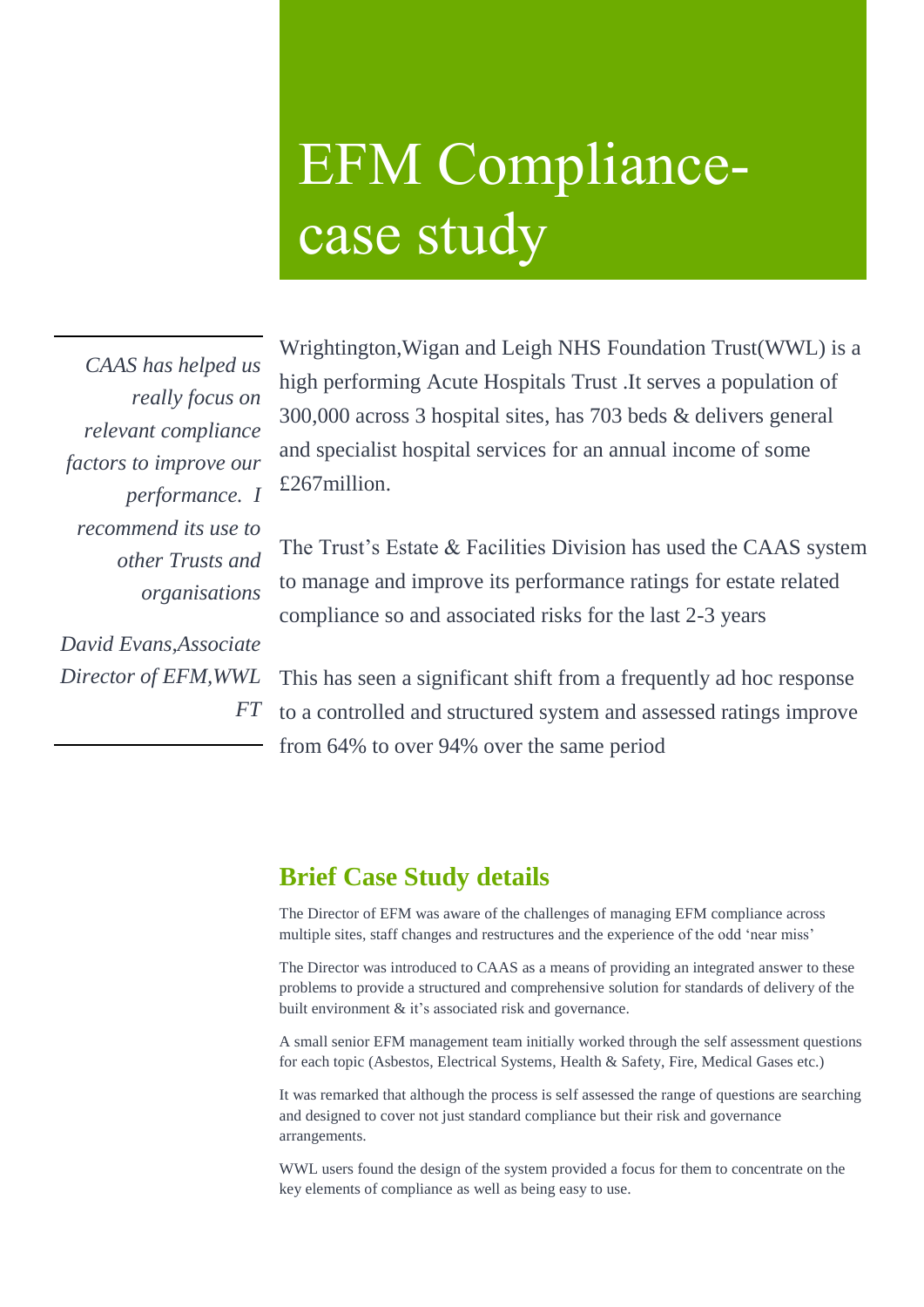# EFM Compliance-case study

> *CAAS has helped us really focus on relevant compliance factors to improve our performance. I recommend its use to other Trusts and organisations*
>
> *David Evans,Associate Director of EFM,WWL FT*

Wrightington,Wigan and Leigh NHS Foundation Trust(WWL) is a high performing Acute Hospitals Trust .It serves a population of 300,000 across 3 hospital sites, has 703 beds & delivers general and specialist hospital services for an annual income of some £267million.

The Trust's Estate & Facilities Division has used the CAAS system to manage and improve its performance ratings for estate related compliance so and associated risks for the last 2-3 years

This has seen a significant shift from a frequently ad hoc response to a controlled and structured system and assessed ratings improve from 64% to over 94% over the same period

## Brief Case Study details

The Director of EFM was aware of the challenges of managing EFM compliance across multiple sites, staff changes and restructures and the experience of the odd 'near miss'

The Director was introduced to CAAS as a means of providing an integrated answer to these problems to provide a structured and comprehensive solution for standards of delivery of the built environment & it's associated risk and governance.

A small senior EFM management team initially worked through the self assessment questions for each topic (Asbestos, Electrical Systems, Health & Safety, Fire, Medical Gases etc.)

It was remarked that although the process is self assessed the range of questions are searching and designed to cover not just standard compliance but their risk and governance arrangements.

WWL users found the design of the system provided a focus for them to concentrate on the key elements of compliance as well as being easy to use.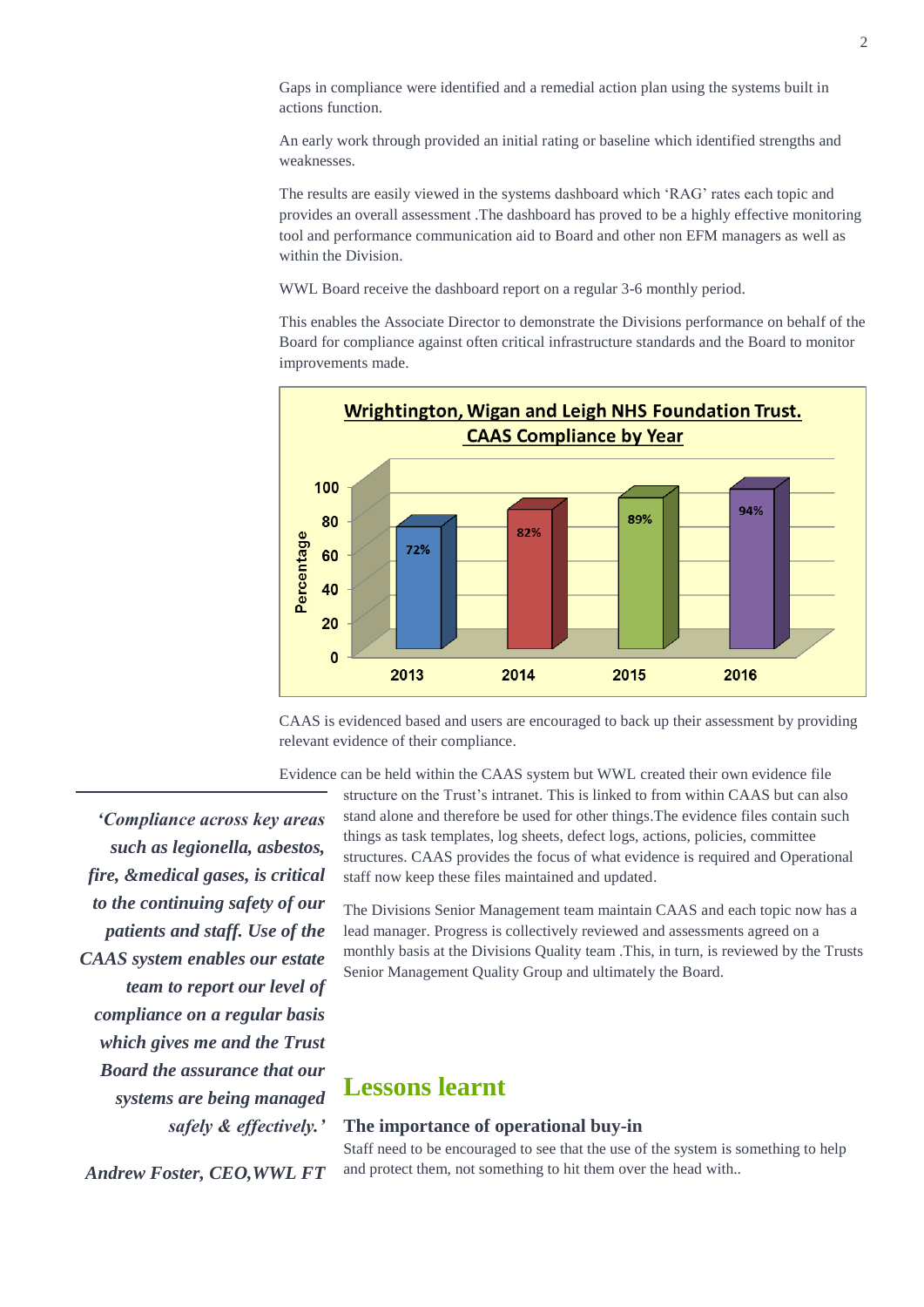Gaps in compliance were identified and a remedial action plan using the systems built in actions function.

An early work through provided an initial rating or baseline which identified strengths and weaknesses.

The results are easily viewed in the systems dashboard which 'RAG' rates each topic and provides an overall assessment .The dashboard has proved to be a highly effective monitoring tool and performance communication aid to Board and other non EFM managers as well as within the Division.

WWL Board receive the dashboard report on a regular 3-6 monthly period.

This enables the Associate Director to demonstrate the Divisions performance on behalf of the Board for compliance against often critical infrastructure standards and the Board to monitor improvements made.

**Wrightington, Wigan and Leigh NHS Foundation Trust. CAAS Compliance by Year**

| Year | Percentage |
|---|---|
| 2013 | 72% |
| 2014 | 82% |
| 2015 | 89% |
| 2016 | 94% |

CAAS is evidenced based and users are encouraged to back up their assessment by providing relevant evidence of their compliance.

Evidence can be held within the CAAS system but WWL created their own evidence file structure on the Trust's intranet. This is linked to from within CAAS but can also stand alone and therefore be used for other things.The evidence files contain such things as task templates, log sheets, defect logs, actions, policies, committee structures. CAAS provides the focus of what evidence is required and Operational staff now keep these files maintained and updated.

The Divisions Senior Management team maintain CAAS and each topic now has a lead manager. Progress is collectively reviewed and assessments agreed on a monthly basis at the Divisions Quality team .This, in turn, is reviewed by the Trusts Senior Management Quality Group and ultimately the Board.

> ***'Compliance across key areas such as legionella, asbestos, fire, &medical gases, is critical to the continuing safety of our patients and staff. Use of the CAAS system enables our estate team to report our level of compliance on a regular basis which gives me and the Trust Board the assurance that our systems are being managed safely & effectively.'***
>
> ***Andrew Foster, CEO,WWL FT***

## Lessons learnt

### The importance of operational buy-in

Staff need to be encouraged to see that the use of the system is something to help and protect them, not something to hit them over the head with..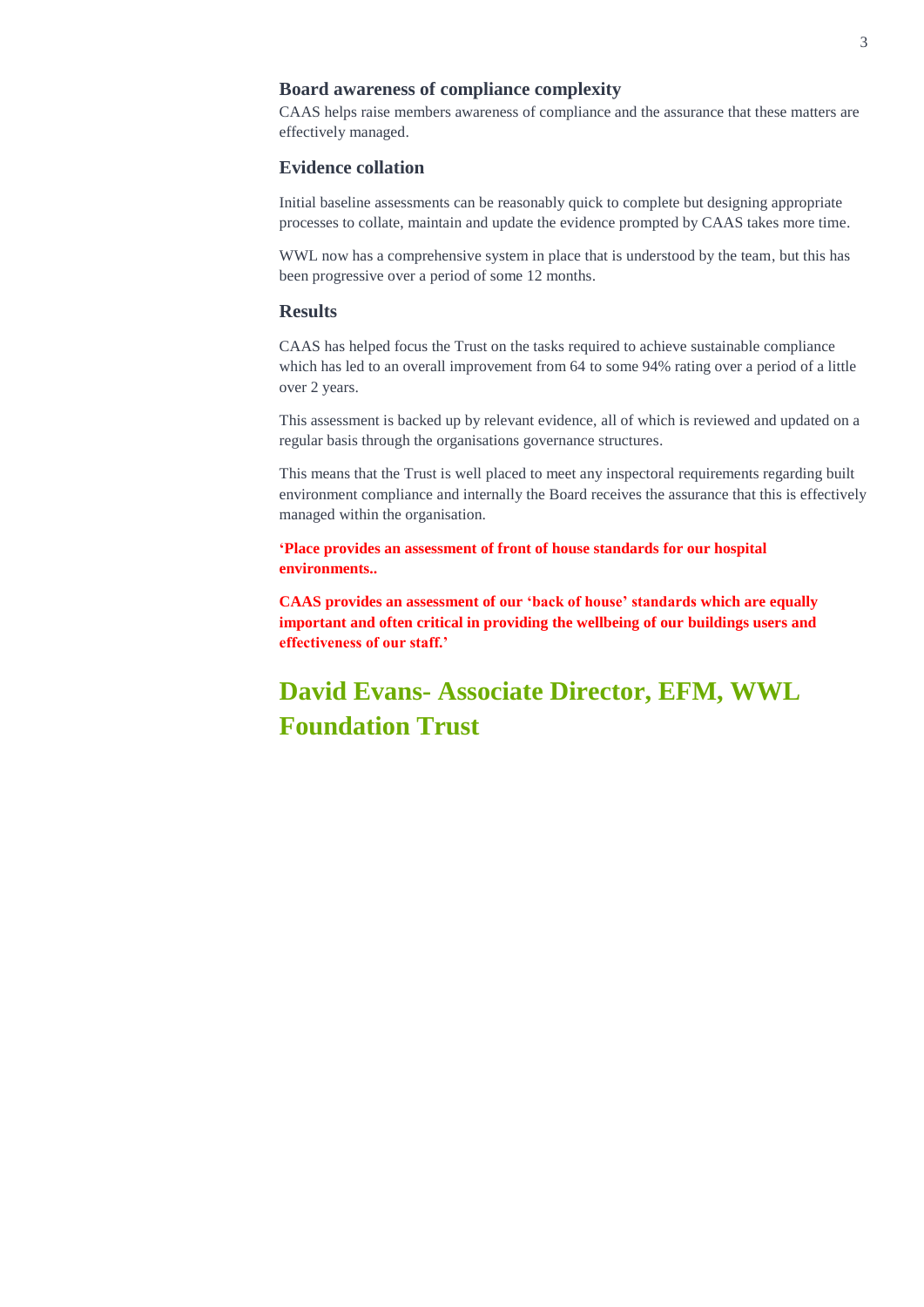### Board awareness of compliance complexity

CAAS helps raise members awareness of compliance and the assurance that these matters are effectively managed.

### Evidence collation

Initial baseline assessments can be reasonably quick to complete but designing appropriate processes to collate, maintain and update the evidence prompted by CAAS takes more time.

WWL now has a comprehensive system in place that is understood by the team, but this has been progressive over a period of some 12 months.

### Results

CAAS has helped focus the Trust on the tasks required to achieve sustainable compliance which has led to an overall improvement from 64 to some 94% rating over a period of a little over 2 years.

This assessment is backed up by relevant evidence, all of which is reviewed and updated on a regular basis through the organisations governance structures.

This means that the Trust is well placed to meet any inspectoral requirements regarding built environment compliance and internally the Board receives the assurance that this is effectively managed within the organisation.

**'Place provides an assessment of front of house standards for our hospital environments..**

**CAAS provides an assessment of our 'back of house' standards which are equally important and often critical in providing the wellbeing of our buildings users and effectiveness of our staff.'**

## David Evans- Associate Director, EFM, WWL Foundation Trust